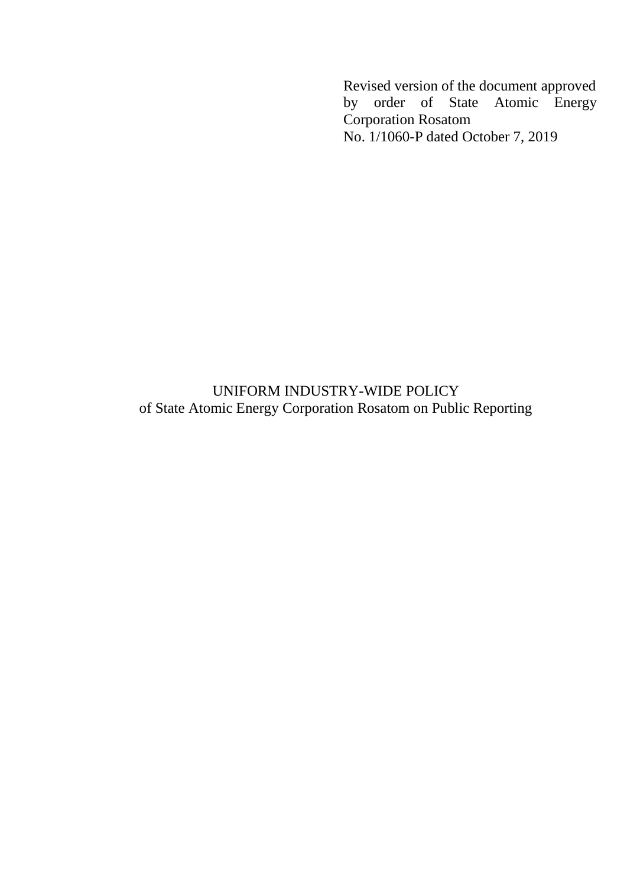Revised version of the document approved by order of State Atomic Energy Corporation Rosatom
No. 1/1060-P dated October 7, 2019

# UNIFORM INDUSTRY-WIDE POLICY
## of State Atomic Energy Corporation Rosatom on Public Reporting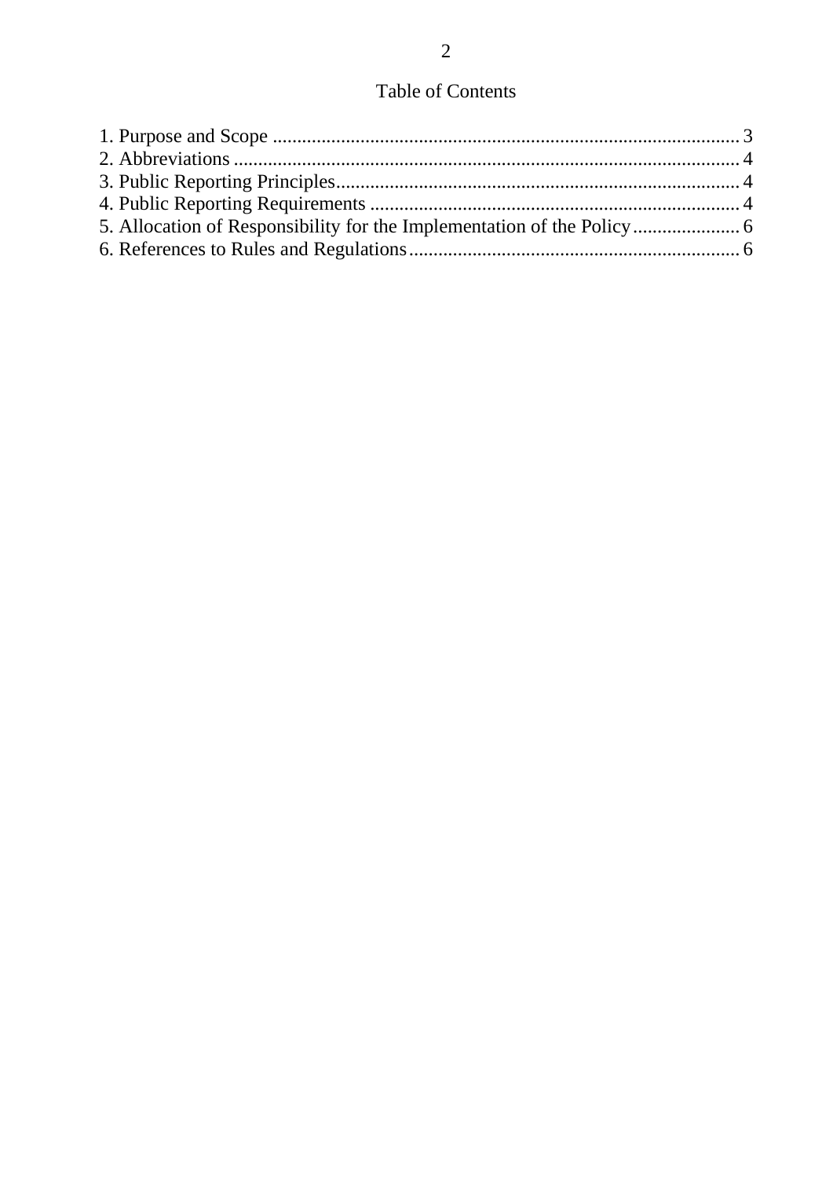# Table of Contents

1. Purpose and Scope ............................................................................................. 3
2. Abbreviations ..................................................................................................... 4
3. Public Reporting Principles................................................................................. 4
4. Public Reporting Requirements .......................................................................... 4
5. Allocation of Responsibility for the Implementation of the Policy...................... 6
6. References to Rules and Regulations.................................................................. 6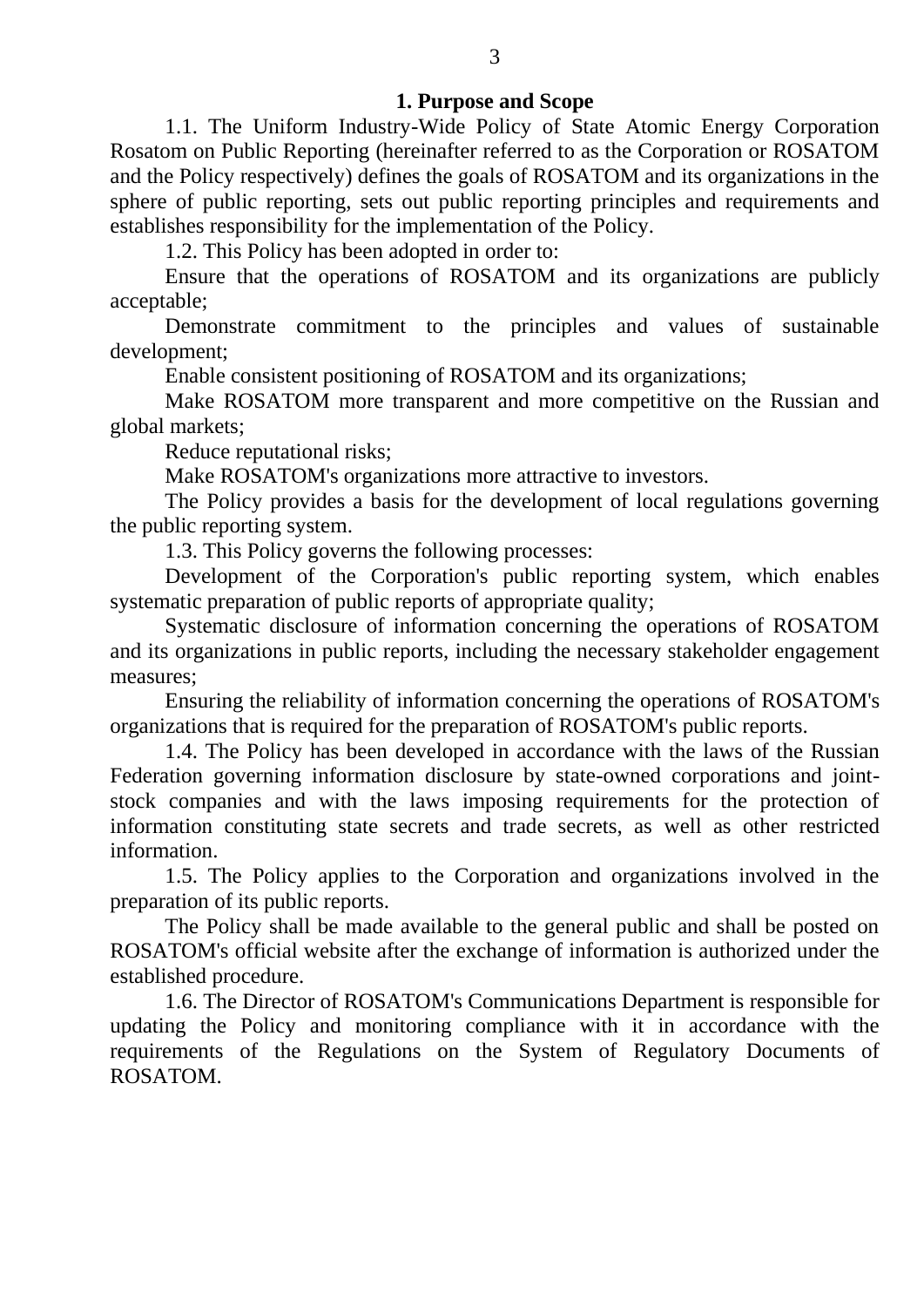## 1. Purpose and Scope

1.1. The Uniform Industry-Wide Policy of State Atomic Energy Corporation Rosatom on Public Reporting (hereinafter referred to as the Corporation or ROSATOM and the Policy respectively) defines the goals of ROSATOM and its organizations in the sphere of public reporting, sets out public reporting principles and requirements and establishes responsibility for the implementation of the Policy.

1.2. This Policy has been adopted in order to:

Ensure that the operations of ROSATOM and its organizations are publicly acceptable;

Demonstrate commitment to the principles and values of sustainable development;

Enable consistent positioning of ROSATOM and its organizations;

Make ROSATOM more transparent and more competitive on the Russian and global markets;

Reduce reputational risks;

Make ROSATOM's organizations more attractive to investors.

The Policy provides a basis for the development of local regulations governing the public reporting system.

1.3. This Policy governs the following processes:

Development of the Corporation's public reporting system, which enables systematic preparation of public reports of appropriate quality;

Systematic disclosure of information concerning the operations of ROSATOM and its organizations in public reports, including the necessary stakeholder engagement measures;

Ensuring the reliability of information concerning the operations of ROSATOM's organizations that is required for the preparation of ROSATOM's public reports.

1.4. The Policy has been developed in accordance with the laws of the Russian Federation governing information disclosure by state-owned corporations and joint-stock companies and with the laws imposing requirements for the protection of information constituting state secrets and trade secrets, as well as other restricted information.

1.5. The Policy applies to the Corporation and organizations involved in the preparation of its public reports.

The Policy shall be made available to the general public and shall be posted on ROSATOM's official website after the exchange of information is authorized under the established procedure.

1.6. The Director of ROSATOM's Communications Department is responsible for updating the Policy and monitoring compliance with it in accordance with the requirements of the Regulations on the System of Regulatory Documents of ROSATOM.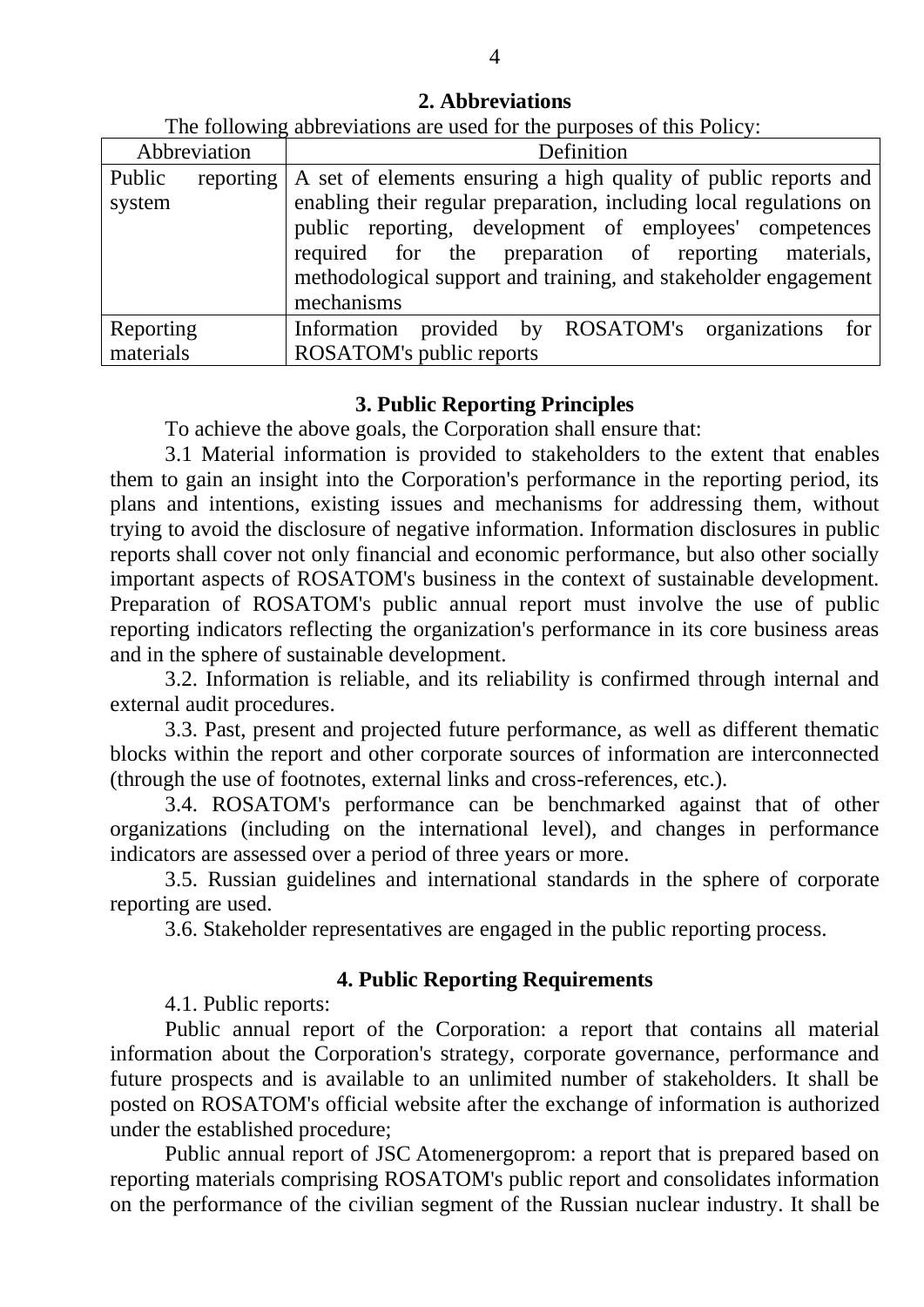## 2. Abbreviations

The following abbreviations are used for the purposes of this Policy:

| Abbreviation | Definition |
|---|---|
| Public reporting system | A set of elements ensuring a high quality of public reports and enabling their regular preparation, including local regulations on public reporting, development of employees' competences required for the preparation of reporting materials, methodological support and training, and stakeholder engagement mechanisms |
| Reporting materials | Information provided by ROSATOM's organizations for ROSATOM's public reports |

## 3. Public Reporting Principles

To achieve the above goals, the Corporation shall ensure that:

3.1 Material information is provided to stakeholders to the extent that enables them to gain an insight into the Corporation's performance in the reporting period, its plans and intentions, existing issues and mechanisms for addressing them, without trying to avoid the disclosure of negative information. Information disclosures in public reports shall cover not only financial and economic performance, but also other socially important aspects of ROSATOM's business in the context of sustainable development. Preparation of ROSATOM's public annual report must involve the use of public reporting indicators reflecting the organization's performance in its core business areas and in the sphere of sustainable development.

3.2. Information is reliable, and its reliability is confirmed through internal and external audit procedures.

3.3. Past, present and projected future performance, as well as different thematic blocks within the report and other corporate sources of information are interconnected (through the use of footnotes, external links and cross-references, etc.).

3.4. ROSATOM's performance can be benchmarked against that of other organizations (including on the international level), and changes in performance indicators are assessed over a period of three years or more.

3.5. Russian guidelines and international standards in the sphere of corporate reporting are used.

3.6. Stakeholder representatives are engaged in the public reporting process.

## 4. Public Reporting Requirements

4.1. Public reports:

Public annual report of the Corporation: a report that contains all material information about the Corporation's strategy, corporate governance, performance and future prospects and is available to an unlimited number of stakeholders. It shall be posted on ROSATOM's official website after the exchange of information is authorized under the established procedure;

Public annual report of JSC Atomenergoprom: a report that is prepared based on reporting materials comprising ROSATOM's public report and consolidates information on the performance of the civilian segment of the Russian nuclear industry. It shall be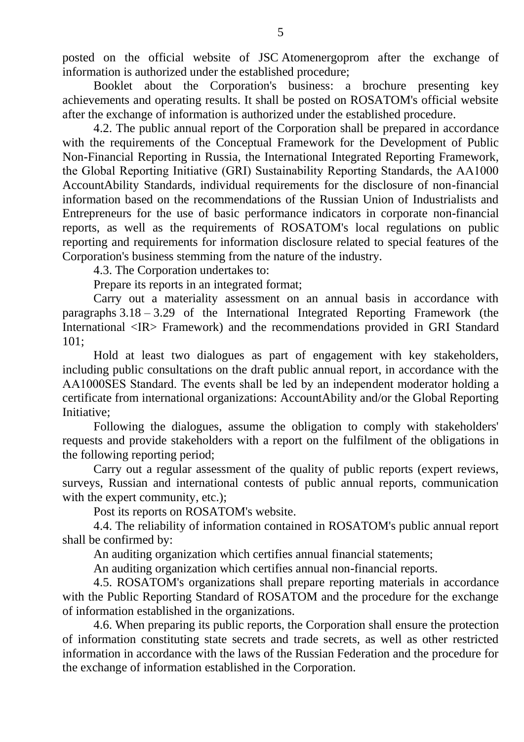posted on the official website of JSC Atomenergoprom after the exchange of information is authorized under the established procedure;

Booklet about the Corporation's business: a brochure presenting key achievements and operating results. It shall be posted on ROSATOM's official website after the exchange of information is authorized under the established procedure.

4.2. The public annual report of the Corporation shall be prepared in accordance with the requirements of the Conceptual Framework for the Development of Public Non-Financial Reporting in Russia, the International Integrated Reporting Framework, the Global Reporting Initiative (GRI) Sustainability Reporting Standards, the AA1000 AccountAbility Standards, individual requirements for the disclosure of non-financial information based on the recommendations of the Russian Union of Industrialists and Entrepreneurs for the use of basic performance indicators in corporate non-financial reports, as well as the requirements of ROSATOM's local regulations on public reporting and requirements for information disclosure related to special features of the Corporation's business stemming from the nature of the industry.

4.3. The Corporation undertakes to:

Prepare its reports in an integrated format;

Carry out a materiality assessment on an annual basis in accordance with paragraphs 3.18 – 3.29 of the International Integrated Reporting Framework (the International <IR> Framework) and the recommendations provided in GRI Standard 101;

Hold at least two dialogues as part of engagement with key stakeholders, including public consultations on the draft public annual report, in accordance with the AA1000SES Standard. The events shall be led by an independent moderator holding a certificate from international organizations: AccountAbility and/or the Global Reporting Initiative;

Following the dialogues, assume the obligation to comply with stakeholders' requests and provide stakeholders with a report on the fulfilment of the obligations in the following reporting period;

Carry out a regular assessment of the quality of public reports (expert reviews, surveys, Russian and international contests of public annual reports, communication with the expert community, etc.);

Post its reports on ROSATOM's website.

4.4. The reliability of information contained in ROSATOM's public annual report shall be confirmed by:

An auditing organization which certifies annual financial statements;

An auditing organization which certifies annual non-financial reports.

4.5. ROSATOM's organizations shall prepare reporting materials in accordance with the Public Reporting Standard of ROSATOM and the procedure for the exchange of information established in the organizations.

4.6. When preparing its public reports, the Corporation shall ensure the protection of information constituting state secrets and trade secrets, as well as other restricted information in accordance with the laws of the Russian Federation and the procedure for the exchange of information established in the Corporation.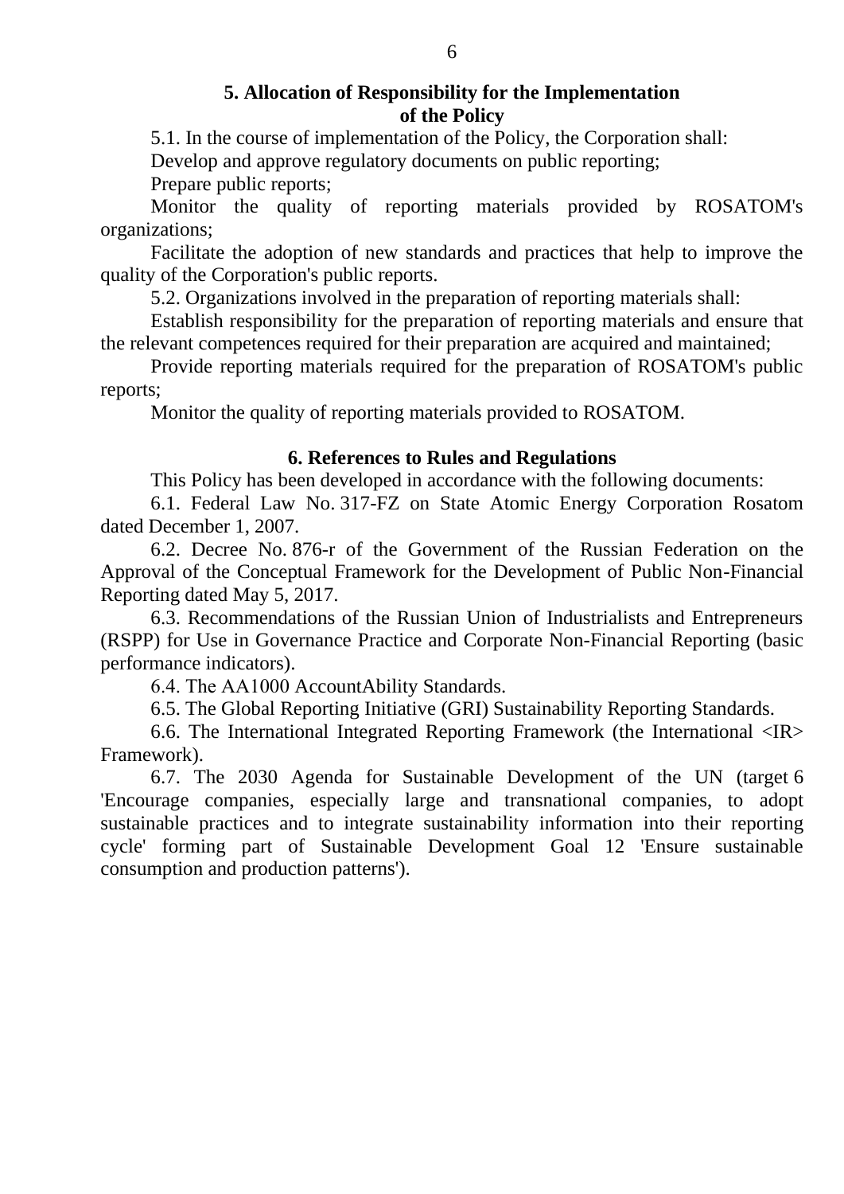## 5. Allocation of Responsibility for the Implementation of the Policy

5.1. In the course of implementation of the Policy, the Corporation shall:

Develop and approve regulatory documents on public reporting;

Prepare public reports;

Monitor the quality of reporting materials provided by ROSATOM's organizations;

Facilitate the adoption of new standards and practices that help to improve the quality of the Corporation's public reports.

5.2. Organizations involved in the preparation of reporting materials shall:

Establish responsibility for the preparation of reporting materials and ensure that the relevant competences required for their preparation are acquired and maintained;

Provide reporting materials required for the preparation of ROSATOM's public reports;

Monitor the quality of reporting materials provided to ROSATOM.

## 6. References to Rules and Regulations

This Policy has been developed in accordance with the following documents:

6.1. Federal Law No. 317-FZ on State Atomic Energy Corporation Rosatom dated December 1, 2007.

6.2. Decree No. 876-r of the Government of the Russian Federation on the Approval of the Conceptual Framework for the Development of Public Non-Financial Reporting dated May 5, 2017.

6.3. Recommendations of the Russian Union of Industrialists and Entrepreneurs (RSPP) for Use in Governance Practice and Corporate Non-Financial Reporting (basic performance indicators).

6.4. The AA1000 AccountAbility Standards.

6.5. The Global Reporting Initiative (GRI) Sustainability Reporting Standards.

6.6. The International Integrated Reporting Framework (the International <IR> Framework).

6.7. The 2030 Agenda for Sustainable Development of the UN (target 6 'Encourage companies, especially large and transnational companies, to adopt sustainable practices and to integrate sustainability information into their reporting cycle' forming part of Sustainable Development Goal 12 'Ensure sustainable consumption and production patterns').